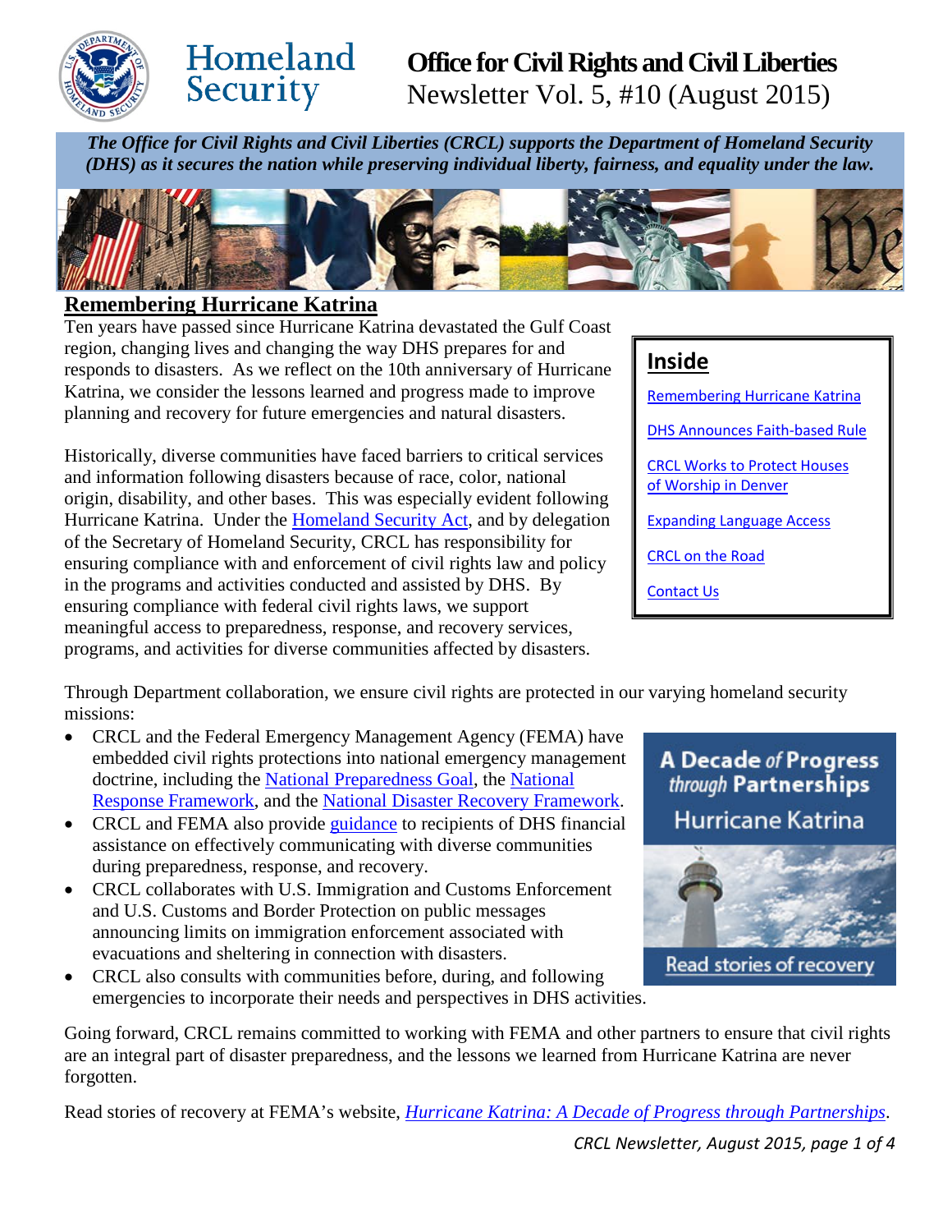# Office for Civil Rights and Civil Liberties

Newsletter Vol. 5, #10 (August 2015)

***The Office for Civil Rights and Civil Liberties (CRCL) supports the Department of Homeland Security (DHS) as it secures the nation while preserving individual liberty, fairness, and equality under the law.***

## Remembering Hurricane Katrina

Ten years have passed since Hurricane Katrina devastated the Gulf Coast region, changing lives and changing the way DHS prepares for and responds to disasters. As we reflect on the 10th anniversary of Hurricane Katrina, we consider the lessons learned and progress made to improve planning and recovery for future emergencies and natural disasters.

Historically, diverse communities have faced barriers to critical services and information following disasters because of race, color, national origin, disability, and other bases. This was especially evident following Hurricane Katrina. Under the Homeland Security Act, and by delegation of the Secretary of Homeland Security, CRCL has responsibility for ensuring compliance with and enforcement of civil rights law and policy in the programs and activities conducted and assisted by DHS. By ensuring compliance with federal civil rights laws, we support meaningful access to preparedness, response, and recovery services, programs, and activities for diverse communities affected by disasters.

**Inside**

- Remembering Hurricane Katrina
- DHS Announces Faith-based Rule
- CRCL Works to Protect Houses of Worship in Denver
- Expanding Language Access
- CRCL on the Road
- Contact Us

Through Department collaboration, we ensure civil rights are protected in our varying homeland security missions:

- CRCL and the Federal Emergency Management Agency (FEMA) have embedded civil rights protections into national emergency management doctrine, including the National Preparedness Goal, the National Response Framework, and the National Disaster Recovery Framework.
- CRCL and FEMA also provide guidance to recipients of DHS financial assistance on effectively communicating with diverse communities during preparedness, response, and recovery.
- CRCL collaborates with U.S. Immigration and Customs Enforcement and U.S. Customs and Border Protection on public messages announcing limits on immigration enforcement associated with evacuations and sheltering in connection with disasters.
- CRCL also consults with communities before, during, and following emergencies to incorporate their needs and perspectives in DHS activities.

**A Decade *of* Progress *through* Partnerships**
Hurricane Katrina
Read stories of recovery

Going forward, CRCL remains committed to working with FEMA and other partners to ensure that civil rights are an integral part of disaster preparedness, and the lessons we learned from Hurricane Katrina are never forgotten.

Read stories of recovery at FEMA's website, *Hurricane Katrina: A Decade of Progress through Partnerships*.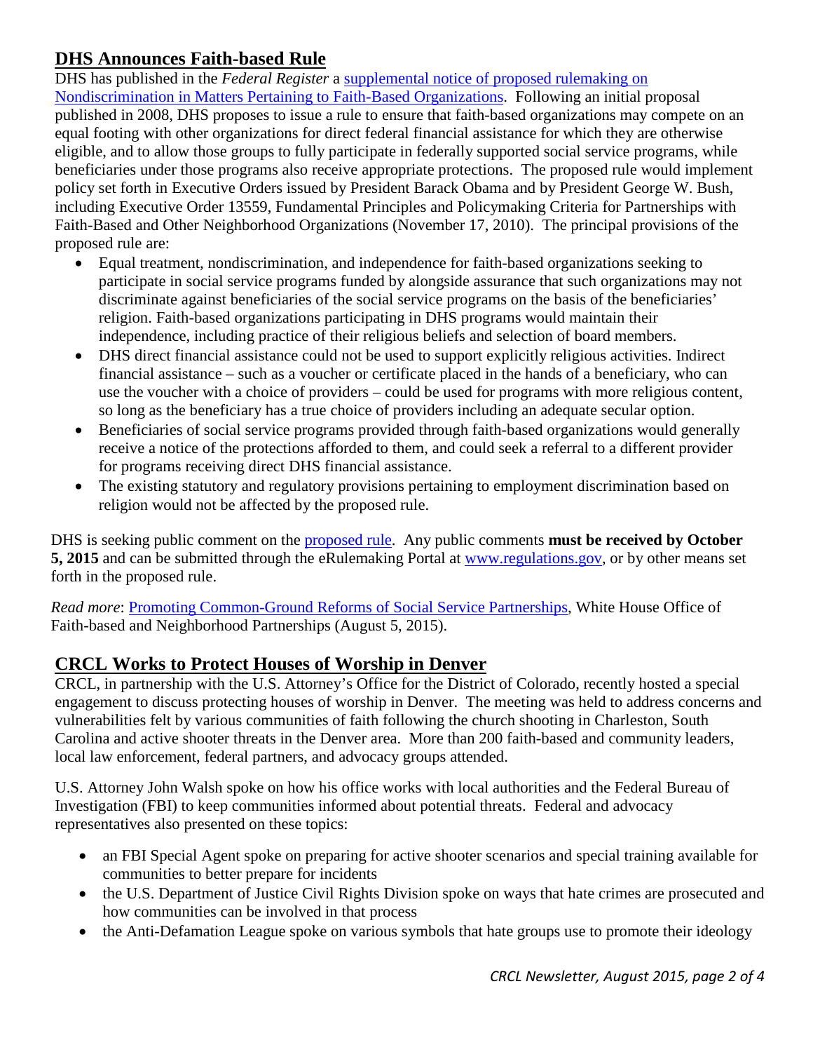## DHS Announces Faith-based Rule

DHS has published in the *Federal Register* a [supplemental notice of proposed rulemaking on Nondiscrimination in Matters Pertaining to Faith-Based Organizations](). Following an initial proposal published in 2008, DHS proposes to issue a rule to ensure that faith-based organizations may compete on an equal footing with other organizations for direct federal financial assistance for which they are otherwise eligible, and to allow those groups to fully participate in federally supported social service programs, while beneficiaries under those programs also receive appropriate protections. The proposed rule would implement policy set forth in Executive Orders issued by President Barack Obama and by President George W. Bush, including Executive Order 13559, Fundamental Principles and Policymaking Criteria for Partnerships with Faith-Based and Other Neighborhood Organizations (November 17, 2010). The principal provisions of the proposed rule are:

- Equal treatment, nondiscrimination, and independence for faith-based organizations seeking to participate in social service programs funded by alongside assurance that such organizations may not discriminate against beneficiaries of the social service programs on the basis of the beneficiaries' religion. Faith-based organizations participating in DHS programs would maintain their independence, including practice of their religious beliefs and selection of board members.
- DHS direct financial assistance could not be used to support explicitly religious activities. Indirect financial assistance – such as a voucher or certificate placed in the hands of a beneficiary, who can use the voucher with a choice of providers – could be used for programs with more religious content, so long as the beneficiary has a true choice of providers including an adequate secular option.
- Beneficiaries of social service programs provided through faith-based organizations would generally receive a notice of the protections afforded to them, and could seek a referral to a different provider for programs receiving direct DHS financial assistance.
- The existing statutory and regulatory provisions pertaining to employment discrimination based on religion would not be affected by the proposed rule.

DHS is seeking public comment on the [proposed rule](). Any public comments **must be received by October 5, 2015** and can be submitted through the eRulemaking Portal at [www.regulations.gov](), or by other means set forth in the proposed rule.

*Read more*: [Promoting Common-Ground Reforms of Social Service Partnerships](), White House Office of Faith-based and Neighborhood Partnerships (August 5, 2015).

## CRCL Works to Protect Houses of Worship in Denver

CRCL, in partnership with the U.S. Attorney's Office for the District of Colorado, recently hosted a special engagement to discuss protecting houses of worship in Denver. The meeting was held to address concerns and vulnerabilities felt by various communities of faith following the church shooting in Charleston, South Carolina and active shooter threats in the Denver area. More than 200 faith-based and community leaders, local law enforcement, federal partners, and advocacy groups attended.

U.S. Attorney John Walsh spoke on how his office works with local authorities and the Federal Bureau of Investigation (FBI) to keep communities informed about potential threats. Federal and advocacy representatives also presented on these topics:

- an FBI Special Agent spoke on preparing for active shooter scenarios and special training available for communities to better prepare for incidents
- the U.S. Department of Justice Civil Rights Division spoke on ways that hate crimes are prosecuted and how communities can be involved in that process
- the Anti-Defamation League spoke on various symbols that hate groups use to promote their ideology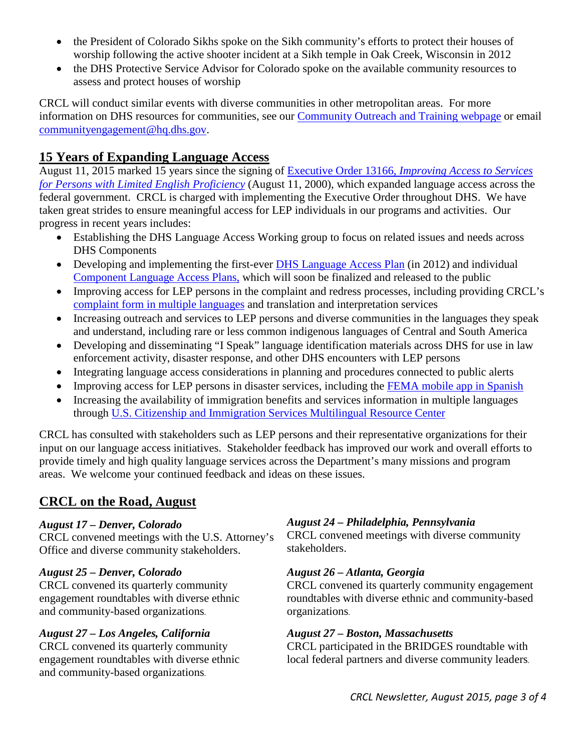- the President of Colorado Sikhs spoke on the Sikh community's efforts to protect their houses of worship following the active shooter incident at a Sikh temple in Oak Creek, Wisconsin in 2012
- the DHS Protective Service Advisor for Colorado spoke on the available community resources to assess and protect houses of worship

CRCL will conduct similar events with diverse communities in other metropolitan areas. For more information on DHS resources for communities, see our Community Outreach and Training webpage or email communityengagement@hq.dhs.gov.

## 15 Years of Expanding Language Access

August 11, 2015 marked 15 years since the signing of Executive Order 13166, *Improving Access to Services for Persons with Limited English Proficiency* (August 11, 2000), which expanded language access across the federal government. CRCL is charged with implementing the Executive Order throughout DHS. We have taken great strides to ensure meaningful access for LEP individuals in our programs and activities. Our progress in recent years includes:

- Establishing the DHS Language Access Working group to focus on related issues and needs across DHS Components
- Developing and implementing the first-ever DHS Language Access Plan (in 2012) and individual Component Language Access Plans, which will soon be finalized and released to the public
- Improving access for LEP persons in the complaint and redress processes, including providing CRCL's complaint form in multiple languages and translation and interpretation services
- Increasing outreach and services to LEP persons and diverse communities in the languages they speak and understand, including rare or less common indigenous languages of Central and South America
- Developing and disseminating "I Speak" language identification materials across DHS for use in law enforcement activity, disaster response, and other DHS encounters with LEP persons
- Integrating language access considerations in planning and procedures connected to public alerts
- Improving access for LEP persons in disaster services, including the FEMA mobile app in Spanish
- Increasing the availability of immigration benefits and services information in multiple languages through U.S. Citizenship and Immigration Services Multilingual Resource Center

CRCL has consulted with stakeholders such as LEP persons and their representative organizations for their input on our language access initiatives. Stakeholder feedback has improved our work and overall efforts to provide timely and high quality language services across the Department's many missions and program areas. We welcome your continued feedback and ideas on these issues.

## CRCL on the Road, August

***August 17 – Denver, Colorado***
CRCL convened meetings with the U.S. Attorney's Office and diverse community stakeholders.

***August 25 – Denver, Colorado***
CRCL convened its quarterly community engagement roundtables with diverse ethnic and community-based organizations.

***August 27 – Los Angeles, California***
CRCL convened its quarterly community engagement roundtables with diverse ethnic and community-based organizations.

***August 24 – Philadelphia, Pennsylvania***
CRCL convened meetings with diverse community stakeholders.

***August 26 – Atlanta, Georgia***
CRCL convened its quarterly community engagement roundtables with diverse ethnic and community-based organizations.

***August 27 – Boston, Massachusetts***
CRCL participated in the BRIDGES roundtable with local federal partners and diverse community leaders.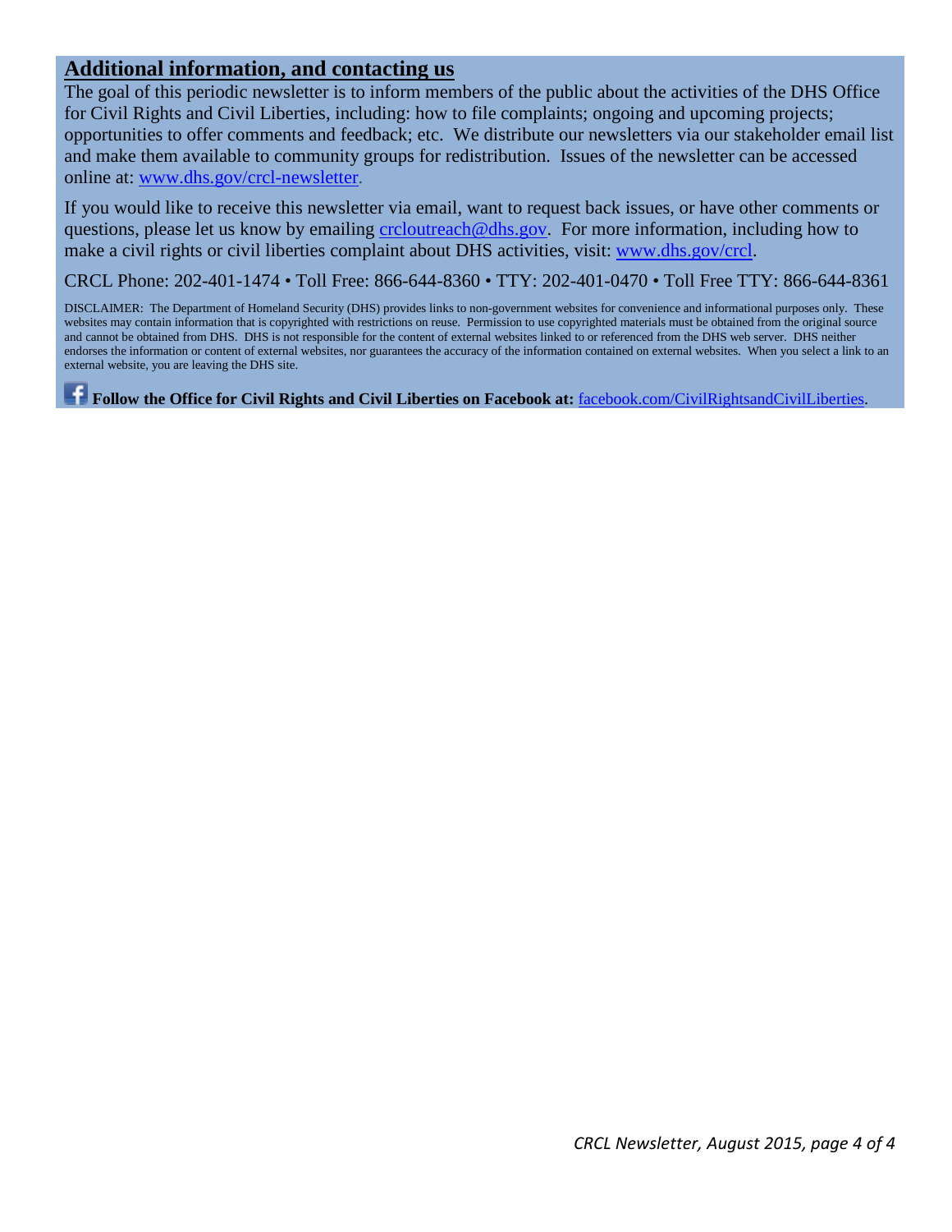## Additional information, and contacting us

The goal of this periodic newsletter is to inform members of the public about the activities of the DHS Office for Civil Rights and Civil Liberties, including: how to file complaints; ongoing and upcoming projects; opportunities to offer comments and feedback; etc. We distribute our newsletters via our stakeholder email list and make them available to community groups for redistribution. Issues of the newsletter can be accessed online at: www.dhs.gov/crcl-newsletter.

If you would like to receive this newsletter via email, want to request back issues, or have other comments or questions, please let us know by emailing crcloutreach@dhs.gov. For more information, including how to make a civil rights or civil liberties complaint about DHS activities, visit: www.dhs.gov/crcl.

CRCL Phone: 202-401-1474 • Toll Free: 866-644-8360 • TTY: 202-401-0470 • Toll Free TTY: 866-644-8361

DISCLAIMER: The Department of Homeland Security (DHS) provides links to non-government websites for convenience and informational purposes only. These websites may contain information that is copyrighted with restrictions on reuse. Permission to use copyrighted materials must be obtained from the original source and cannot be obtained from DHS. DHS is not responsible for the content of external websites linked to or referenced from the DHS web server. DHS neither endorses the information or content of external websites, nor guarantees the accuracy of the information contained on external websites. When you select a link to an external website, you are leaving the DHS site.

**Follow the Office for Civil Rights and Civil Liberties on Facebook at:** facebook.com/CivilRightsandCivilLiberties.